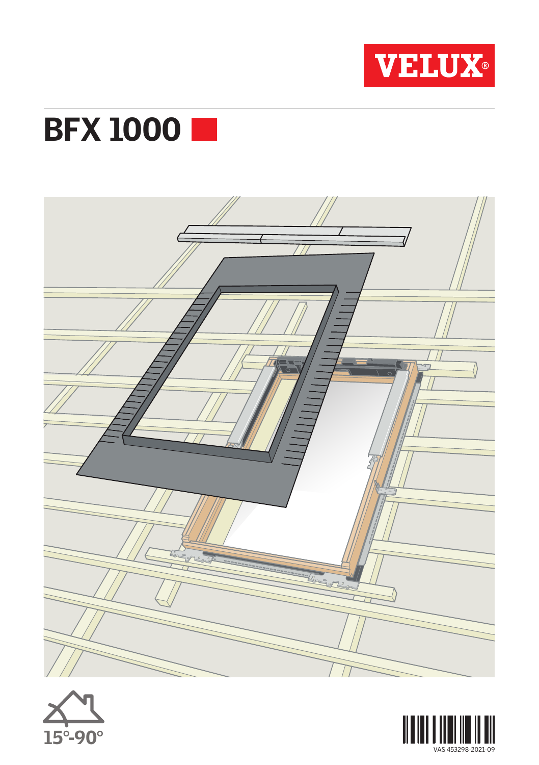VELUX®

# BFX 1000

15°-90°

VAS 453298-2021-09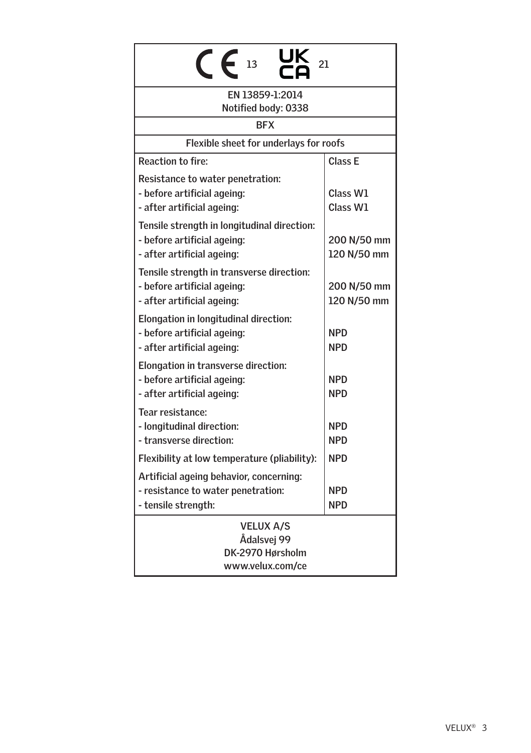CE 13 UKCA 21

EN 13859-1:2014
Notified body: 0338

BFX

Flexible sheet for underlays for roofs

| Characteristic | Performance |
|---|---|
| Reaction to fire: | Class E |
| Resistance to water penetration: | |
| - before artificial ageing: | Class W1 |
| - after artificial ageing: | Class W1 |
| Tensile strength in longitudinal direction: | |
| - before artificial ageing: | 200 N/50 mm |
| - after artificial ageing: | 120 N/50 mm |
| Tensile strength in transverse direction: | |
| - before artificial ageing: | 200 N/50 mm |
| - after artificial ageing: | 120 N/50 mm |
| Elongation in longitudinal direction: | |
| - before artificial ageing: | NPD |
| - after artificial ageing: | NPD |
| Elongation in transverse direction: | |
| - before artificial ageing: | NPD |
| - after artificial ageing: | NPD |
| Tear resistance: | |
| - longitudinal direction: | NPD |
| - transverse direction: | NPD |
| Flexibility at low temperature (pliability): | NPD |
| Artificial ageing behavior, concerning: | |
| - resistance to water penetration: | NPD |
| - tensile strength: | NPD |

VELUX A/S
Ådalsvej 99
DK-2970 Hørsholm
www.velux.com/ce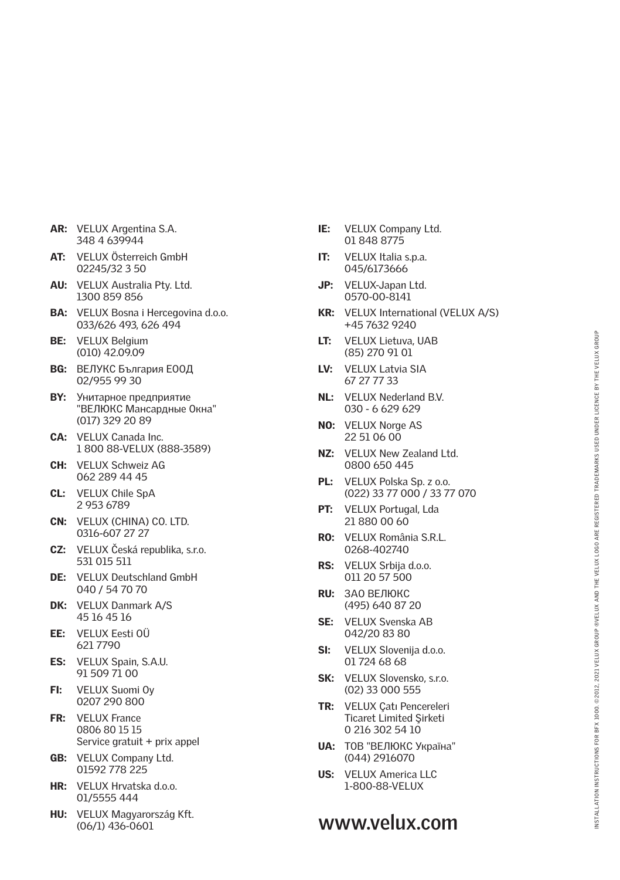**AR:** VELUX Argentina S.A.
348 4 639944

**AT:** VELUX Österreich GmbH
02245/32 3 50

**AU:** VELUX Australia Pty. Ltd.
1300 859 856

**BA:** VELUX Bosna i Hercegovina d.o.o.
033/626 493, 626 494

**BE:** VELUX Belgium
(010) 42.09.09

**BG:** ВЕЛУКС България ЕООД
02/955 99 30

**BY:** Унитарное предприятие
"ВЕЛЮКС Мансардные Окна"
(017) 329 20 89

**CA:** VELUX Canada Inc.
1 800 88-VELUX (888-3589)

**CH:** VELUX Schweiz AG
062 289 44 45

**CL:** VELUX Chile SpA
2 953 6789

**CN:** VELUX (CHINA) CO. LTD.
0316-607 27 27

**CZ:** VELUX Česká republika, s.r.o.
531 015 511

**DE:** VELUX Deutschland GmbH
040 / 54 70 70

**DK:** VELUX Danmark A/S
45 16 45 16

**EE:** VELUX Eesti OÜ
621 7790

**ES:** VELUX Spain, S.A.U.
91 509 71 00

**FI:** VELUX Suomi Oy
0207 290 800

**FR:** VELUX France
0806 80 15 15
Service gratuit + prix appel

**GB:** VELUX Company Ltd.
01592 778 225

**HR:** VELUX Hrvatska d.o.o.
01/5555 444

**HU:** VELUX Magyarország Kft.
(06/1) 436-0601

**IE:** VELUX Company Ltd.
01 848 8775

**IT:** VELUX Italia s.p.a.
045/6173666

**JP:** VELUX-Japan Ltd.
0570-00-8141

**KR:** VELUX International (VELUX A/S)
+45 7632 9240

**LT:** VELUX Lietuva, UAB
(85) 270 91 01

**LV:** VELUX Latvia SIA
67 27 77 33

**NL:** VELUX Nederland B.V.
030 - 6 629 629

**NO:** VELUX Norge AS
22 51 06 00

**NZ:** VELUX New Zealand Ltd.
0800 650 445

**PL:** VELUX Polska Sp. z o.o.
(022) 33 77 000 / 33 77 070

**PT:** VELUX Portugal, Lda
21 880 00 60

**RO:** VELUX România S.R.L.
0268-402740

**RS:** VELUX Srbija d.o.o.
011 20 57 500

**RU:** ЗАО ВЕЛЮКС
(495) 640 87 20

**SE:** VELUX Svenska AB
042/20 83 80

**SI:** VELUX Slovenija d.o.o.
01 724 68 68

**SK:** VELUX Slovensko, s.r.o.
(02) 33 000 555

**TR:** VELUX Çatı Pencereleri
Ticaret Limited Şirketi
0 216 302 54 10

**UA:** ТОВ "ВЕЛЮКС Україна"
(044) 2916070

**US:** VELUX America LLC
1-800-88-VELUX

**www.velux.com**

INSTALLATION INSTRUCTIONS FOR BFX 1000. ©2012, 2021 VELUX GROUP ®VELUX AND THE VELUX LOGO ARE REGISTERED TRADEMARKS USED UNDER LICENCE BY THE VELUX GROUP